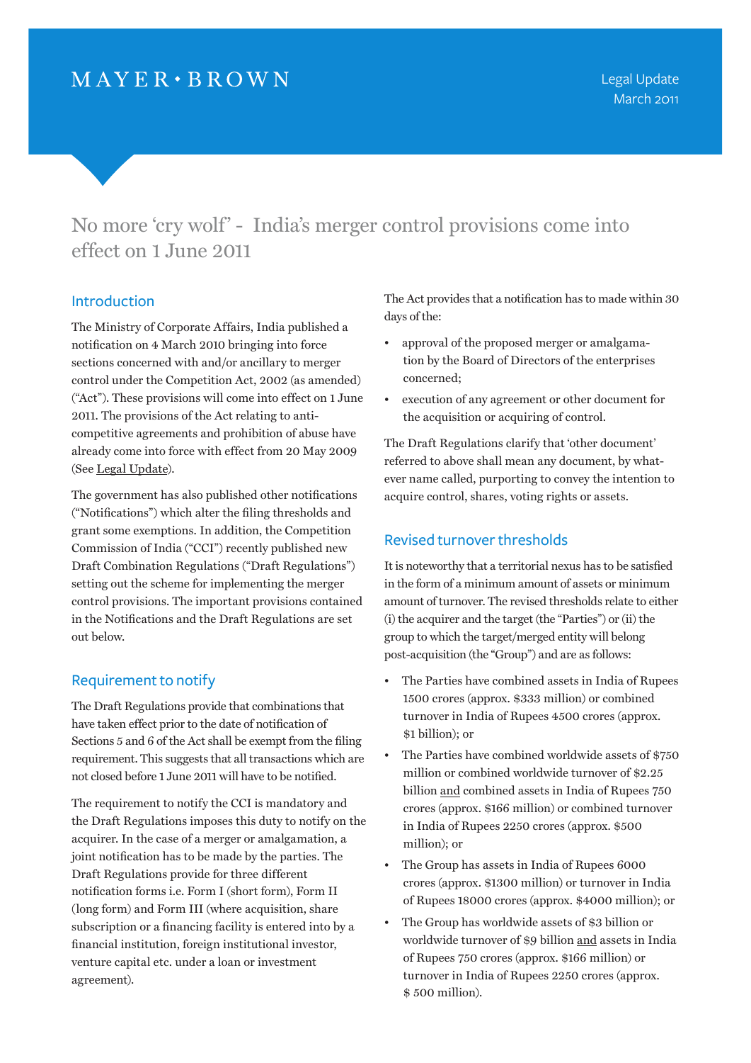MAYER • BROWN

Legal Update
March 2011

# No more 'cry wolf' - India's merger control provisions come into effect on 1 June 2011

## Introduction

The Ministry of Corporate Affairs, India published a notification on 4 March 2010 bringing into force sections concerned with and/or ancillary to merger control under the Competition Act, 2002 (as amended) ("Act"). These provisions will come into effect on 1 June 2011. The provisions of the Act relating to anti-competitive agreements and prohibition of abuse have already come into force with effect from 20 May 2009 (See Legal Update).

The government has also published other notifications ("Notifications") which alter the filing thresholds and grant some exemptions. In addition, the Competition Commission of India ("CCI") recently published new Draft Combination Regulations ("Draft Regulations") setting out the scheme for implementing the merger control provisions. The important provisions contained in the Notifications and the Draft Regulations are set out below.

## Requirement to notify

The Draft Regulations provide that combinations that have taken effect prior to the date of notification of Sections 5 and 6 of the Act shall be exempt from the filing requirement. This suggests that all transactions which are not closed before 1 June 2011 will have to be notified.

The requirement to notify the CCI is mandatory and the Draft Regulations imposes this duty to notify on the acquirer. In the case of a merger or amalgamation, a joint notification has to be made by the parties. The Draft Regulations provide for three different notification forms i.e. Form I (short form), Form II (long form) and Form III (where acquisition, share subscription or a financing facility is entered into by a financial institution, foreign institutional investor, venture capital etc. under a loan or investment agreement).

The Act provides that a notification has to made within 30 days of the:

- approval of the proposed merger or amalgamation by the Board of Directors of the enterprises concerned;
- execution of any agreement or other document for the acquisition or acquiring of control.

The Draft Regulations clarify that 'other document' referred to above shall mean any document, by whatever name called, purporting to convey the intention to acquire control, shares, voting rights or assets.

## Revised turnover thresholds

It is noteworthy that a territorial nexus has to be satisfied in the form of a minimum amount of assets or minimum amount of turnover. The revised thresholds relate to either (i) the acquirer and the target (the "Parties") or (ii) the group to which the target/merged entity will belong post-acquisition (the "Group") and are as follows:

- The Parties have combined assets in India of Rupees 1500 crores (approx. $333 million) or combined turnover in India of Rupees 4500 crores (approx. $1 billion); or
- The Parties have combined worldwide assets of $750 million or combined worldwide turnover of $2.25 billion and combined assets in India of Rupees 750 crores (approx. $166 million) or combined turnover in India of Rupees 2250 crores (approx. $500 million); or
- The Group has assets in India of Rupees 6000 crores (approx. $1300 million) or turnover in India of Rupees 18000 crores (approx. $4000 million); or
- The Group has worldwide assets of $3 billion or worldwide turnover of $9 billion and assets in India of Rupees 750 crores (approx. $166 million) or turnover in India of Rupees 2250 crores (approx. $ 500 million).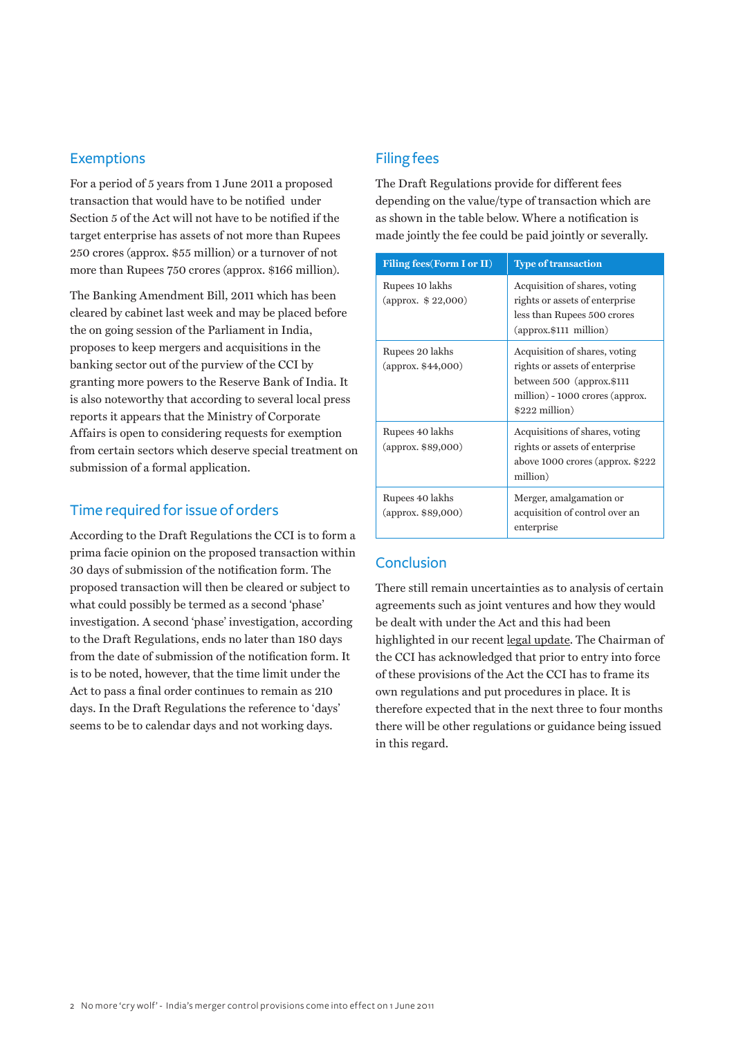## Exemptions

For a period of 5 years from 1 June 2011 a proposed transaction that would have to be notified under Section 5 of the Act will not have to be notified if the target enterprise has assets of not more than Rupees 250 crores (approx. $55 million) or a turnover of not more than Rupees 750 crores (approx. $166 million).

The Banking Amendment Bill, 2011 which has been cleared by cabinet last week and may be placed before the on going session of the Parliament in India, proposes to keep mergers and acquisitions in the banking sector out of the purview of the CCI by granting more powers to the Reserve Bank of India. It is also noteworthy that according to several local press reports it appears that the Ministry of Corporate Affairs is open to considering requests for exemption from certain sectors which deserve special treatment on submission of a formal application.

## Time required for issue of orders

According to the Draft Regulations the CCI is to form a prima facie opinion on the proposed transaction within 30 days of submission of the notification form. The proposed transaction will then be cleared or subject to what could possibly be termed as a second 'phase' investigation. A second 'phase' investigation, according to the Draft Regulations, ends no later than 180 days from the date of submission of the notification form. It is to be noted, however, that the time limit under the Act to pass a final order continues to remain as 210 days. In the Draft Regulations the reference to 'days' seems to be to calendar days and not working days.

## Filing fees

The Draft Regulations provide for different fees depending on the value/type of transaction which are as shown in the table below. Where a notification is made jointly the fee could be paid jointly or severally.

| Filing fees(Form I or II) | Type of transaction |
|---|---|
| Rupees 10 lakhs (approx. $ 22,000) | Acquisition of shares, voting rights or assets of enterprise less than Rupees 500 crores (approx.$111 million) |
| Rupees 20 lakhs (approx. $44,000) | Acquisition of shares, voting rights or assets of enterprise between 500 (approx.$111 million) - 1000 crores (approx. $222 million) |
| Rupees 40 lakhs (approx. $89,000) | Acquisitions of shares, voting rights or assets of enterprise above 1000 crores (approx. $222 million) |
| Rupees 40 lakhs (approx. $89,000) | Merger, amalgamation or acquisition of control over an enterprise |

## Conclusion

There still remain uncertainties as to analysis of certain agreements such as joint ventures and how they would be dealt with under the Act and this had been highlighted in our recent legal update. The Chairman of the CCI has acknowledged that prior to entry into force of these provisions of the Act the CCI has to frame its own regulations and put procedures in place. It is therefore expected that in the next three to four months there will be other regulations or guidance being issued in this regard.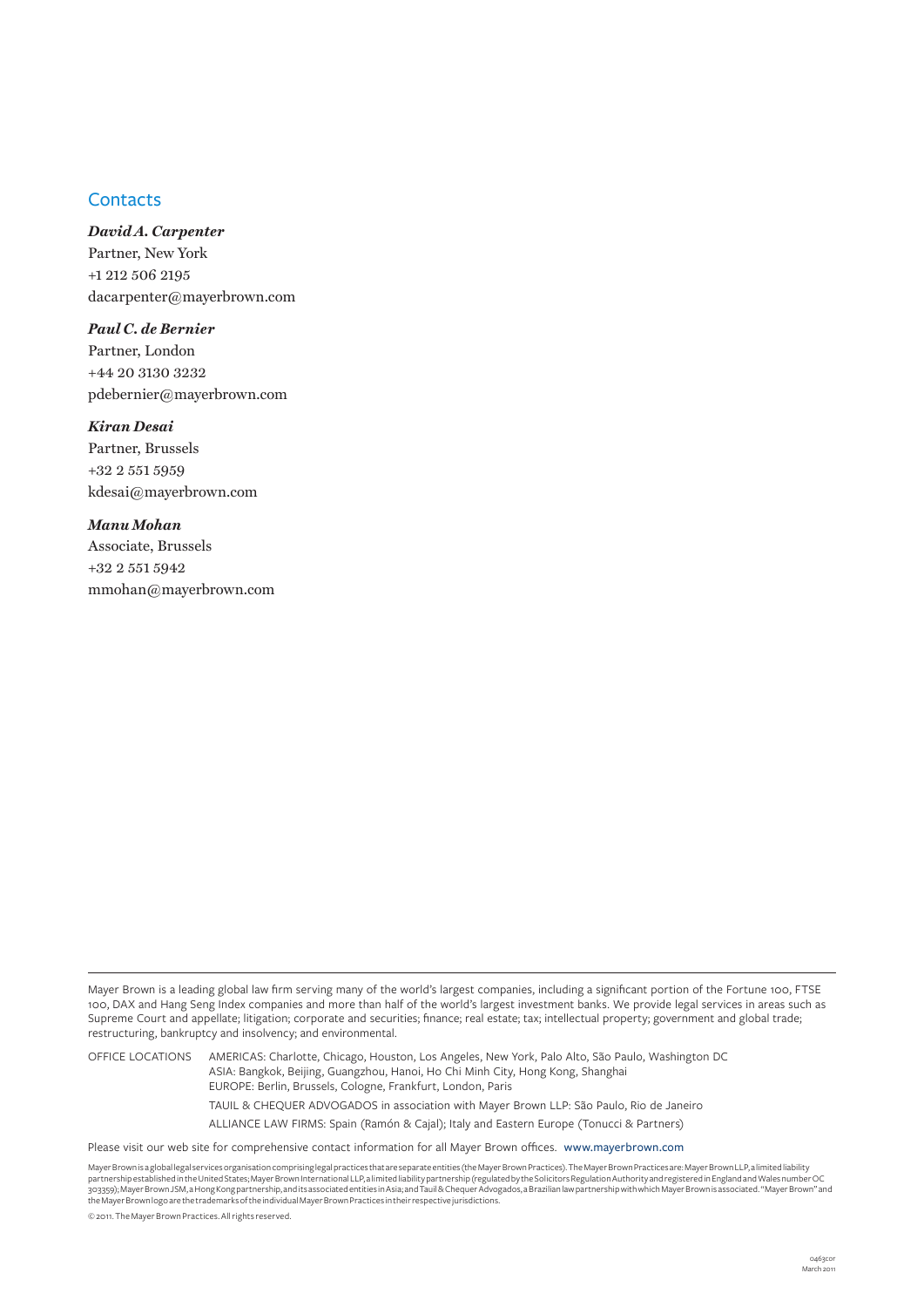## Contacts

***David A. Carpenter***
Partner, New York
+1 212 506 2195
dacarpenter@mayerbrown.com

***Paul C. de Bernier***
Partner, London
+44 20 3130 3232
pdebernier@mayerbrown.com

***Kiran Desai***
Partner, Brussels
+32 2 551 5959
kdesai@mayerbrown.com

***Manu Mohan***
Associate, Brussels
+32 2 551 5942
mmohan@mayerbrown.com

---

Mayer Brown is a leading global law firm serving many of the world's largest companies, including a significant portion of the Fortune 100, FTSE 100, DAX and Hang Seng Index companies and more than half of the world's largest investment banks. We provide legal services in areas such as Supreme Court and appellate; litigation; corporate and securities; finance; real estate; tax; intellectual property; government and global trade; restructuring, bankruptcy and insolvency; and environmental.

OFFICE LOCATIONS AMERICAS: Charlotte, Chicago, Houston, Los Angeles, New York, Palo Alto, São Paulo, Washington DC
ASIA: Bangkok, Beijing, Guangzhou, Hanoi, Ho Chi Minh City, Hong Kong, Shanghai
EUROPE: Berlin, Brussels, Cologne, Frankfurt, London, Paris

TAUIL & CHEQUER ADVOGADOS in association with Mayer Brown LLP: São Paulo, Rio de Janeiro

ALLIANCE LAW FIRMS: Spain (Ramón & Cajal); Italy and Eastern Europe (Tonucci & Partners)

Please visit our web site for comprehensive contact information for all Mayer Brown offices. www.mayerbrown.com

Mayer Brown is a global legal services organisation comprising legal practices that are separate entities (the Mayer Brown Practices). The Mayer Brown Practices are: Mayer Brown LLP, a limited liability partnership established in the United States; Mayer Brown International LLP, a limited liability partnership (regulated by the Solicitors Regulation Authority and registered in England and Wales number OC 303359); Mayer Brown JSM, a Hong Kong partnership, and its associated entities in Asia; and Tauil & Chequer Advogados, a Brazilian law partnership with which Mayer Brown is associated. "Mayer Brown" and the Mayer Brown logo are the trademarks of the individual Mayer Brown Practices in their respective jurisdictions.

© 2011. The Mayer Brown Practices. All rights reserved.

0463cor
March 2011